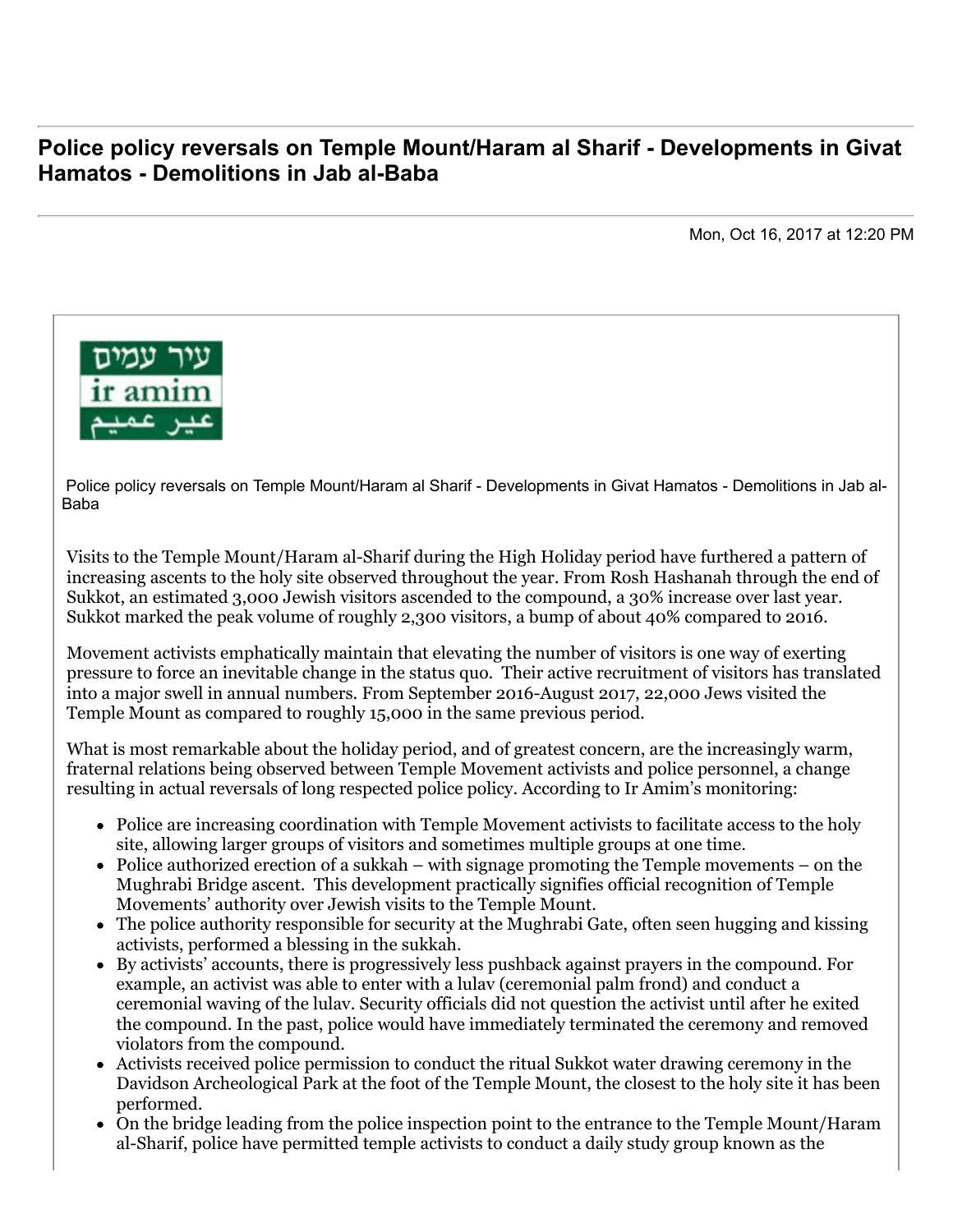# Police policy reversals on Temple Mount/Haram al Sharif - Developments in Givat Hamatos - Demolitions in Jab al-Baba

Mon, Oct 16, 2017 at 12:20 PM

עיר עמים
ir amim
عير عميم

Police policy reversals on Temple Mount/Haram al Sharif - Developments in Givat Hamatos - Demolitions in Jab al-Baba

Visits to the Temple Mount/Haram al-Sharif during the High Holiday period have furthered a pattern of increasing ascents to the holy site observed throughout the year. From Rosh Hashanah through the end of Sukkot, an estimated 3,000 Jewish visitors ascended to the compound, a 30% increase over last year. Sukkot marked the peak volume of roughly 2,300 visitors, a bump of about 40% compared to 2016.

Movement activists emphatically maintain that elevating the number of visitors is one way of exerting pressure to force an inevitable change in the status quo. Their active recruitment of visitors has translated into a major swell in annual numbers. From September 2016-August 2017, 22,000 Jews visited the Temple Mount as compared to roughly 15,000 in the same previous period.

What is most remarkable about the holiday period, and of greatest concern, are the increasingly warm, fraternal relations being observed between Temple Movement activists and police personnel, a change resulting in actual reversals of long respected police policy. According to Ir Amim's monitoring:

- Police are increasing coordination with Temple Movement activists to facilitate access to the holy site, allowing larger groups of visitors and sometimes multiple groups at one time.
- Police authorized erection of a sukkah – with signage promoting the Temple movements – on the Mughrabi Bridge ascent. This development practically signifies official recognition of Temple Movements' authority over Jewish visits to the Temple Mount.
- The police authority responsible for security at the Mughrabi Gate, often seen hugging and kissing activists, performed a blessing in the sukkah.
- By activists' accounts, there is progressively less pushback against prayers in the compound. For example, an activist was able to enter with a lulav (ceremonial palm frond) and conduct a ceremonial waving of the lulav. Security officials did not question the activist until after he exited the compound. In the past, police would have immediately terminated the ceremony and removed violators from the compound.
- Activists received police permission to conduct the ritual Sukkot water drawing ceremony in the Davidson Archeological Park at the foot of the Temple Mount, the closest to the holy site it has been performed.
- On the bridge leading from the police inspection point to the entrance to the Temple Mount/Haram al-Sharif, police have permitted temple activists to conduct a daily study group known as the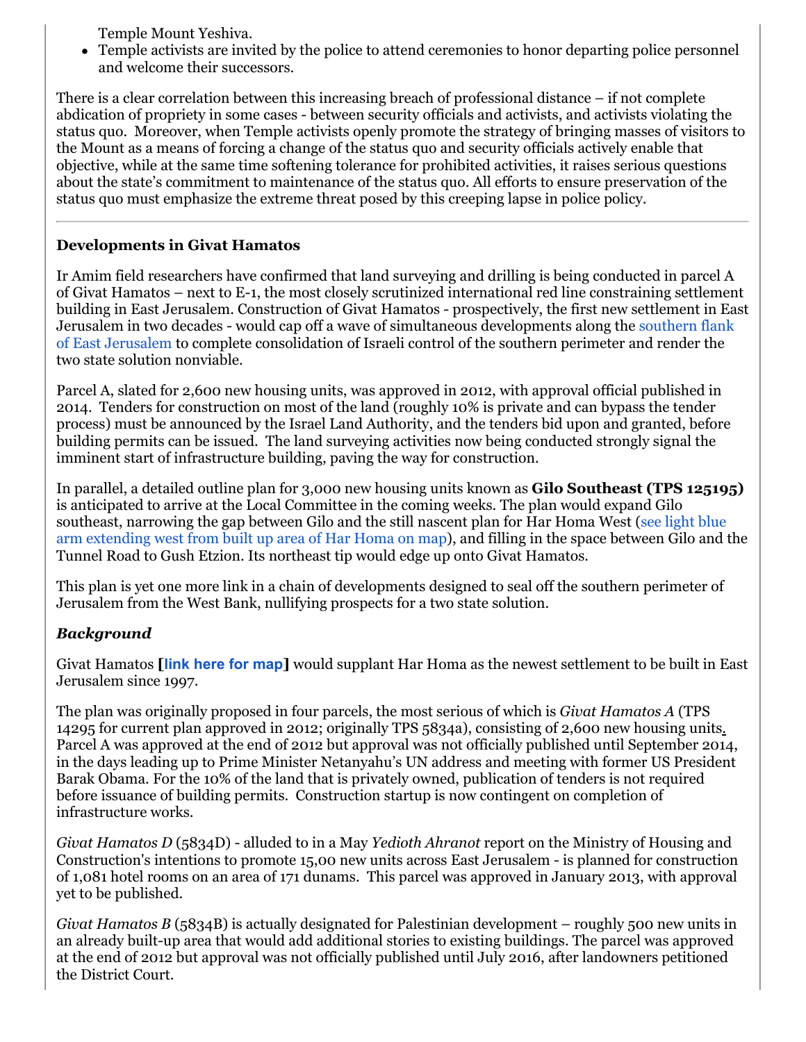Temple Mount Yeshiva.

- Temple activists are invited by the police to attend ceremonies to honor departing police personnel and welcome their successors.

There is a clear correlation between this increasing breach of professional distance – if not complete abdication of propriety in some cases - between security officials and activists, and activists violating the status quo. Moreover, when Temple activists openly promote the strategy of bringing masses of visitors to the Mount as a means of forcing a change of the status quo and security officials actively enable that objective, while at the same time softening tolerance for prohibited activities, it raises serious questions about the state's commitment to maintenance of the status quo. All efforts to ensure preservation of the status quo must emphasize the extreme threat posed by this creeping lapse in police policy.

---

**Developments in Givat Hamatos**

Ir Amim field researchers have confirmed that land surveying and drilling is being conducted in parcel A of Givat Hamatos – next to E-1, the most closely scrutinized international red line constraining settlement building in East Jerusalem. Construction of Givat Hamatos - prospectively, the first new settlement in East Jerusalem in two decades - would cap off a wave of simultaneous developments along the southern flank of East Jerusalem to complete consolidation of Israeli control of the southern perimeter and render the two state solution nonviable.

Parcel A, slated for 2,600 new housing units, was approved in 2012, with approval official published in 2014. Tenders for construction on most of the land (roughly 10% is private and can bypass the tender process) must be announced by the Israel Land Authority, and the tenders bid upon and granted, before building permits can be issued. The land surveying activities now being conducted strongly signal the imminent start of infrastructure building, paving the way for construction.

In parallel, a detailed outline plan for 3,000 new housing units known as **Gilo Southeast (TPS 125195)** is anticipated to arrive at the Local Committee in the coming weeks. The plan would expand Gilo southeast, narrowing the gap between Gilo and the still nascent plan for Har Homa West (see light blue arm extending west from built up area of Har Homa on map), and filling in the space between Gilo and the Tunnel Road to Gush Etzion. Its northeast tip would edge up onto Givat Hamatos.

This plan is yet one more link in a chain of developments designed to seal off the southern perimeter of Jerusalem from the West Bank, nullifying prospects for a two state solution.

***Background***

Givat Hamatos **[link here for map]** would supplant Har Homa as the newest settlement to be built in East Jerusalem since 1997.

The plan was originally proposed in four parcels, the most serious of which is *Givat Hamatos A* (TPS 14295 for current plan approved in 2012; originally TPS 5834a), consisting of 2,600 new housing units. Parcel A was approved at the end of 2012 but approval was not officially published until September 2014, in the days leading up to Prime Minister Netanyahu's UN address and meeting with former US President Barak Obama. For the 10% of the land that is privately owned, publication of tenders is not required before issuance of building permits. Construction startup is now contingent on completion of infrastructure works.

*Givat Hamatos D* (5834D) - alluded to in a May *Yedioth Ahranot* report on the Ministry of Housing and Construction's intentions to promote 15,00 new units across East Jerusalem - is planned for construction of 1,081 hotel rooms on an area of 171 dunams. This parcel was approved in January 2013, with approval yet to be published.

*Givat Hamatos B* (5834B) is actually designated for Palestinian development – roughly 500 new units in an already built-up area that would add additional stories to existing buildings. The parcel was approved at the end of 2012 but approval was not officially published until July 2016, after landowners petitioned the District Court.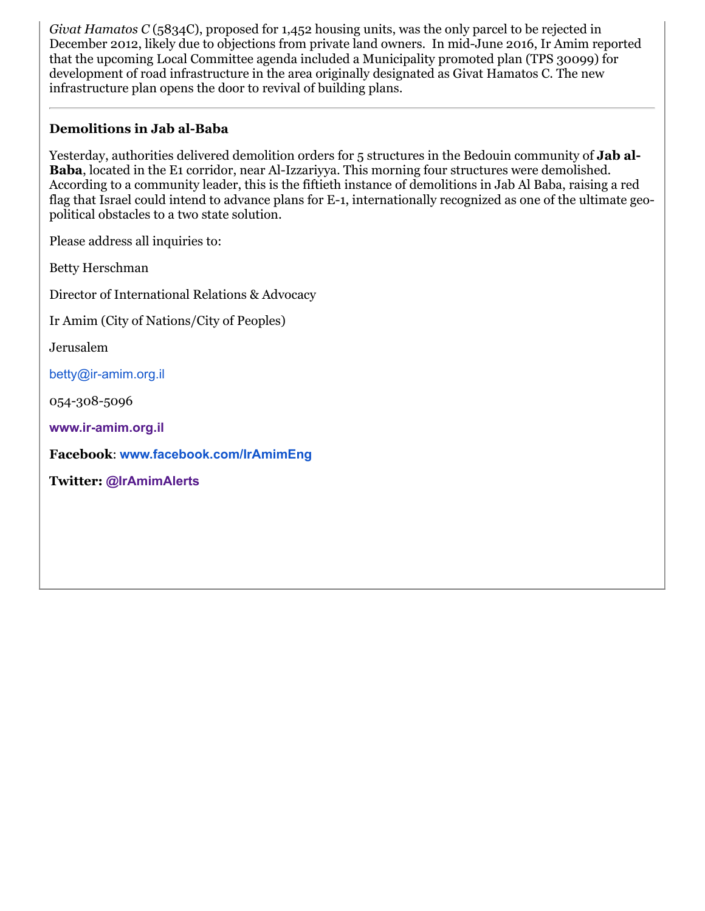*Givat Hamatos C* (5834C), proposed for 1,452 housing units, was the only parcel to be rejected in December 2012, likely due to objections from private land owners. In mid-June 2016, Ir Amim reported that the upcoming Local Committee agenda included a Municipality promoted plan (TPS 30099) for development of road infrastructure in the area originally designated as Givat Hamatos C. The new infrastructure plan opens the door to revival of building plans.

---

**Demolitions in Jab al-Baba**

Yesterday, authorities delivered demolition orders for 5 structures in the Bedouin community of **Jab al-Baba**, located in the E1 corridor, near Al-Izzariyya. This morning four structures were demolished. According to a community leader, this is the fiftieth instance of demolitions in Jab Al Baba, raising a red flag that Israel could intend to advance plans for E-1, internationally recognized as one of the ultimate geo-political obstacles to a two state solution.

Please address all inquiries to:

Betty Herschman

Director of International Relations & Advocacy

Ir Amim (City of Nations/City of Peoples)

Jerusalem

betty@ir-amim.org.il

054-308-5096

**www.ir-amim.org.il**

**Facebook**: **www.facebook.com/IrAmimEng**

**Twitter: @IrAmimAlerts**